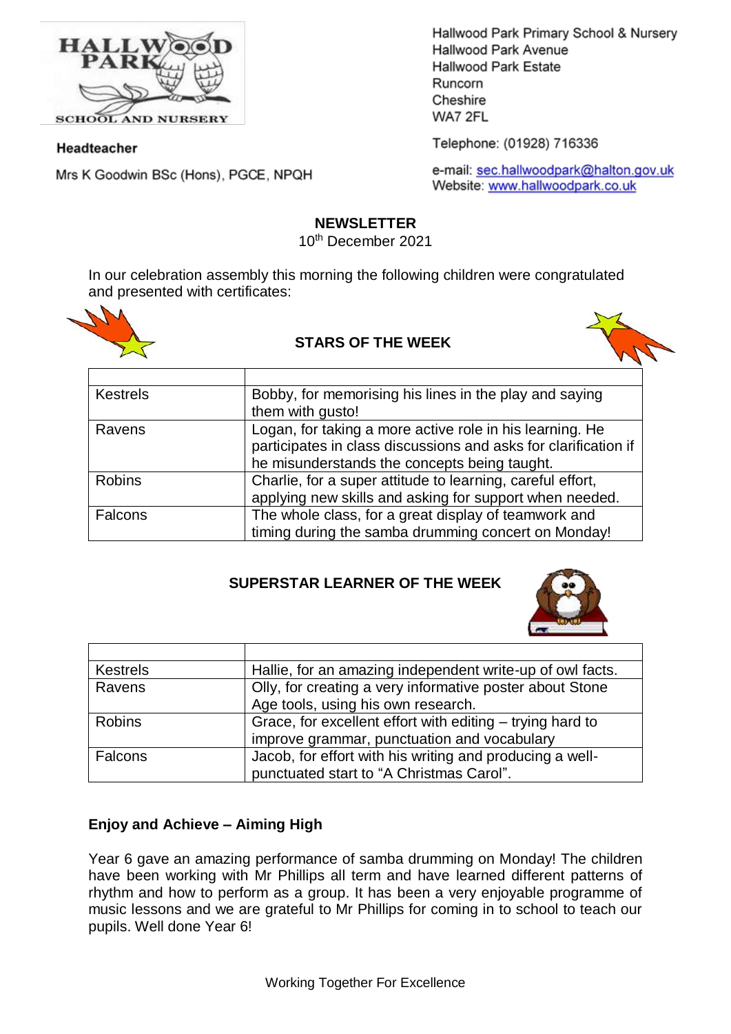Hallwood Park Primary School & Nursery
Hallwood Park Avenue
Hallwood Park Estate
Runcorn
Cheshire
WA7 2FL

Telephone: (01928) 716336

e-mail: sec.hallwoodpark@halton.gov.uk
Website: www.hallwoodpark.co.uk

**Headteacher**

Mrs K Goodwin BSc (Hons), PGCE, NPQH

# NEWSLETTER

10th December 2021

In our celebration assembly this morning the following children were congratulated and presented with certificates:

## STARS OF THE WEEK

| | |
|---|---|
| Kestrels | Bobby, for memorising his lines in the play and saying them with gusto! |
| Ravens | Logan, for taking a more active role in his learning. He participates in class discussions and asks for clarification if he misunderstands the concepts being taught. |
| Robins | Charlie, for a super attitude to learning, careful effort, applying new skills and asking for support when needed. |
| Falcons | The whole class, for a great display of teamwork and timing during the samba drumming concert on Monday! |

## SUPERSTAR LEARNER OF THE WEEK

| | |
|---|---|
| Kestrels | Hallie, for an amazing independent write-up of owl facts. |
| Ravens | Olly, for creating a very informative poster about Stone Age tools, using his own research. |
| Robins | Grace, for excellent effort with editing – trying hard to improve grammar, punctuation and vocabulary |
| Falcons | Jacob, for effort with his writing and producing a well-punctuated start to "A Christmas Carol". |

### Enjoy and Achieve – Aiming High

Year 6 gave an amazing performance of samba drumming on Monday! The children have been working with Mr Phillips all term and have learned different patterns of rhythm and how to perform as a group. It has been a very enjoyable programme of music lessons and we are grateful to Mr Phillips for coming in to school to teach our pupils. Well done Year 6!

Working Together For Excellence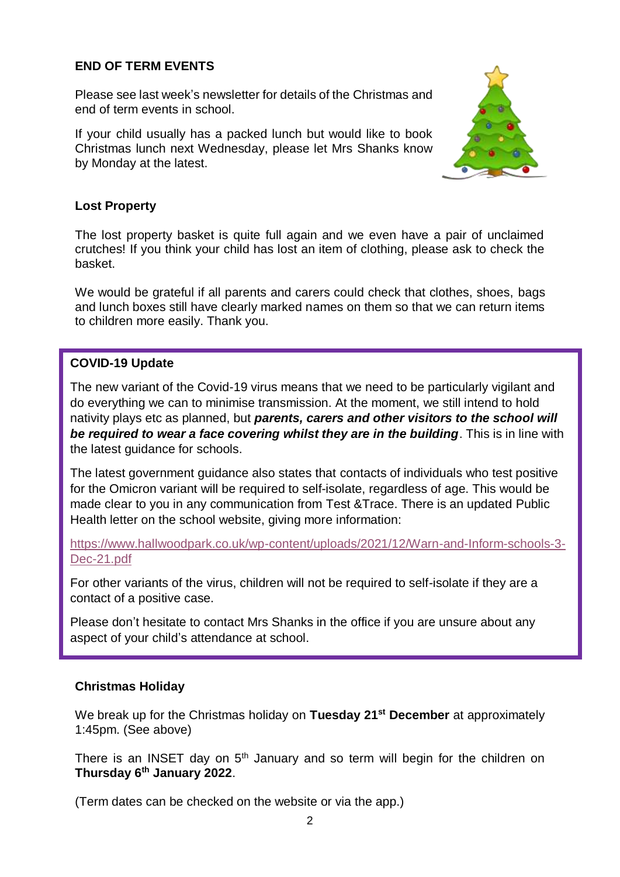## END OF TERM EVENTS

Please see last week's newsletter for details of the Christmas and end of term events in school.

If your child usually has a packed lunch but would like to book Christmas lunch next Wednesday, please let Mrs Shanks know by Monday at the latest.

## Lost Property

The lost property basket is quite full again and we even have a pair of unclaimed crutches! If you think your child has lost an item of clothing, please ask to check the basket.

We would be grateful if all parents and carers could check that clothes, shoes, bags and lunch boxes still have clearly marked names on them so that we can return items to children more easily. Thank you.

## COVID-19 Update

The new variant of the Covid-19 virus means that we need to be particularly vigilant and do everything we can to minimise transmission. At the moment, we still intend to hold nativity plays etc as planned, but ***parents, carers and other visitors to the school will be required to wear a face covering whilst they are in the building***. This is in line with the latest guidance for schools.

The latest government guidance also states that contacts of individuals who test positive for the Omicron variant will be required to self-isolate, regardless of age. This would be made clear to you in any communication from Test &Trace. There is an updated Public Health letter on the school website, giving more information:

https://www.hallwoodpark.co.uk/wp-content/uploads/2021/12/Warn-and-Inform-schools-3-Dec-21.pdf

For other variants of the virus, children will not be required to self-isolate if they are a contact of a positive case.

Please don't hesitate to contact Mrs Shanks in the office if you are unsure about any aspect of your child's attendance at school.

## Christmas Holiday

We break up for the Christmas holiday on **Tuesday 21st December** at approximately 1:45pm. (See above)

There is an INSET day on 5th January and so term will begin for the children on **Thursday 6th January 2022**.

(Term dates can be checked on the website or via the app.)